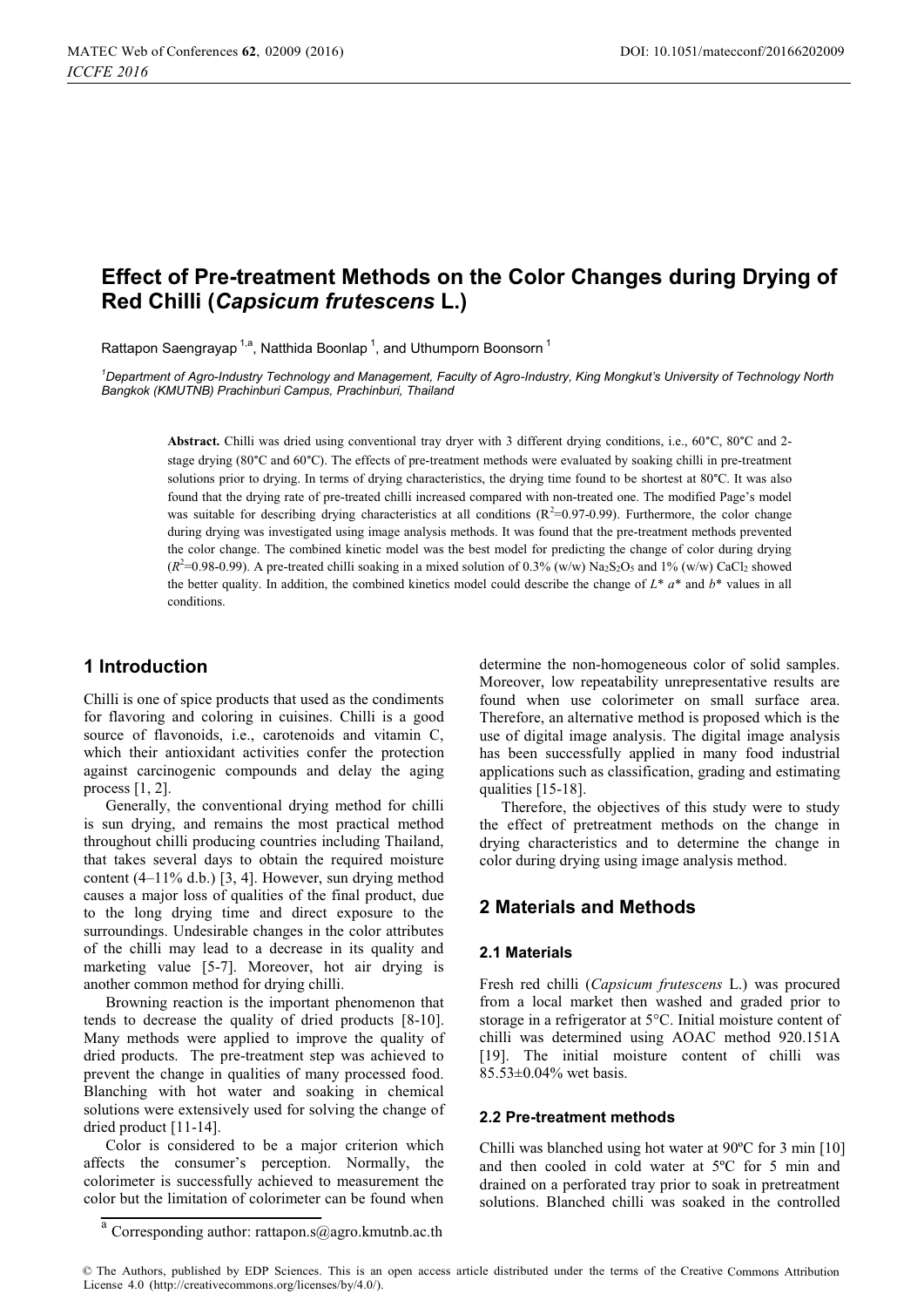# Effect of Pre-treatment Methods on the Color Changes during Drying of Red Chilli (*Capsicum frutescens* L.)

Rattapon Saengrayap [1,a], Natthida Boonlap [1], and Uthumporn Boonsorn [1]

[1] Department of Agro-Industry Technology and Management, Faculty of Agro-Industry, King Mongkut's University of Technology North Bangkok (KMUTNB) Prachinburi Campus, Prachinburi, Thailand

**Abstract.** Chilli was dried using conventional tray dryer with 3 different drying conditions, i.e., 60°C, 80°C and 2-stage drying (80°C and 60°C). The effects of pre-treatment methods were evaluated by soaking chilli in pre-treatment solutions prior to drying. In terms of drying characteristics, the drying time found to be shortest at 80°C. It was also found that the drying rate of pre-treated chilli increased compared with non-treated one. The modified Page's model was suitable for describing drying characteristics at all conditions ($R^2$=0.97-0.99). Furthermore, the color change during drying was investigated using image analysis methods. It was found that the pre-treatment methods prevented the color change. The combined kinetic model was the best model for predicting the change of color during drying ($R^2$=0.98-0.99). A pre-treated chilli soaking in a mixed solution of 0.3% (w/w) $Na_2S_2O_5$ and 1% (w/w) $CaCl_2$ showed the better quality. In addition, the combined kinetics model could describe the change of $L^*$ $a^*$ and $b^*$ values in all conditions.

## 1 Introduction

Chilli is one of spice products that used as the condiments for flavoring and coloring in cuisines. Chilli is a good source of flavonoids, i.e., carotenoids and vitamin C, which their antioxidant activities confer the protection against carcinogenic compounds and delay the aging process [1, 2].

Generally, the conventional drying method for chilli is sun drying, and remains the most practical method throughout chilli producing countries including Thailand, that takes several days to obtain the required moisture content (4–11% d.b.) [3, 4]. However, sun drying method causes a major loss of qualities of the final product, due to the long drying time and direct exposure to the surroundings. Undesirable changes in the color attributes of the chilli may lead to a decrease in its quality and marketing value [5-7]. Moreover, hot air drying is another common method for drying chilli.

Browning reaction is the important phenomenon that tends to decrease the quality of dried products [8-10]. Many methods were applied to improve the quality of dried products. The pre-treatment step was achieved to prevent the change in qualities of many processed food. Blanching with hot water and soaking in chemical solutions were extensively used for solving the change of dried product [11-14].

Color is considered to be a major criterion which affects the consumer's perception. Normally, the colorimeter is successfully achieved to measurement the color but the limitation of colorimeter can be found when determine the non-homogeneous color of solid samples. Moreover, low repeatability unrepresentative results are found when use colorimeter on small surface area. Therefore, an alternative method is proposed which is the use of digital image analysis. The digital image analysis has been successfully applied in many food industrial applications such as classification, grading and estimating qualities [15-18].

Therefore, the objectives of this study were to study the effect of pretreatment methods on the change in drying characteristics and to determine the change in color during drying using image analysis method.

## 2 Materials and Methods

### 2.1 Materials

Fresh red chilli (*Capsicum frutescens* L.) was procured from a local market then washed and graded prior to storage in a refrigerator at 5°C. Initial moisture content of chilli was determined using AOAC method 920.151A [19]. The initial moisture content of chilli was 85.53±0.04% wet basis.

### 2.2 Pre-treatment methods

Chilli was blanched using hot water at 90ºC for 3 min [10] and then cooled in cold water at 5ºC for 5 min and drained on a perforated tray prior to soak in pretreatment solutions. Blanched chilli was soaked in the controlled

[a] Corresponding author: rattapon.s@agro.kmutnb.ac.th

© The Authors, published by EDP Sciences. This is an open access article distributed under the terms of the Creative Commons Attribution License 4.0 (http://creativecommons.org/licenses/by/4.0/).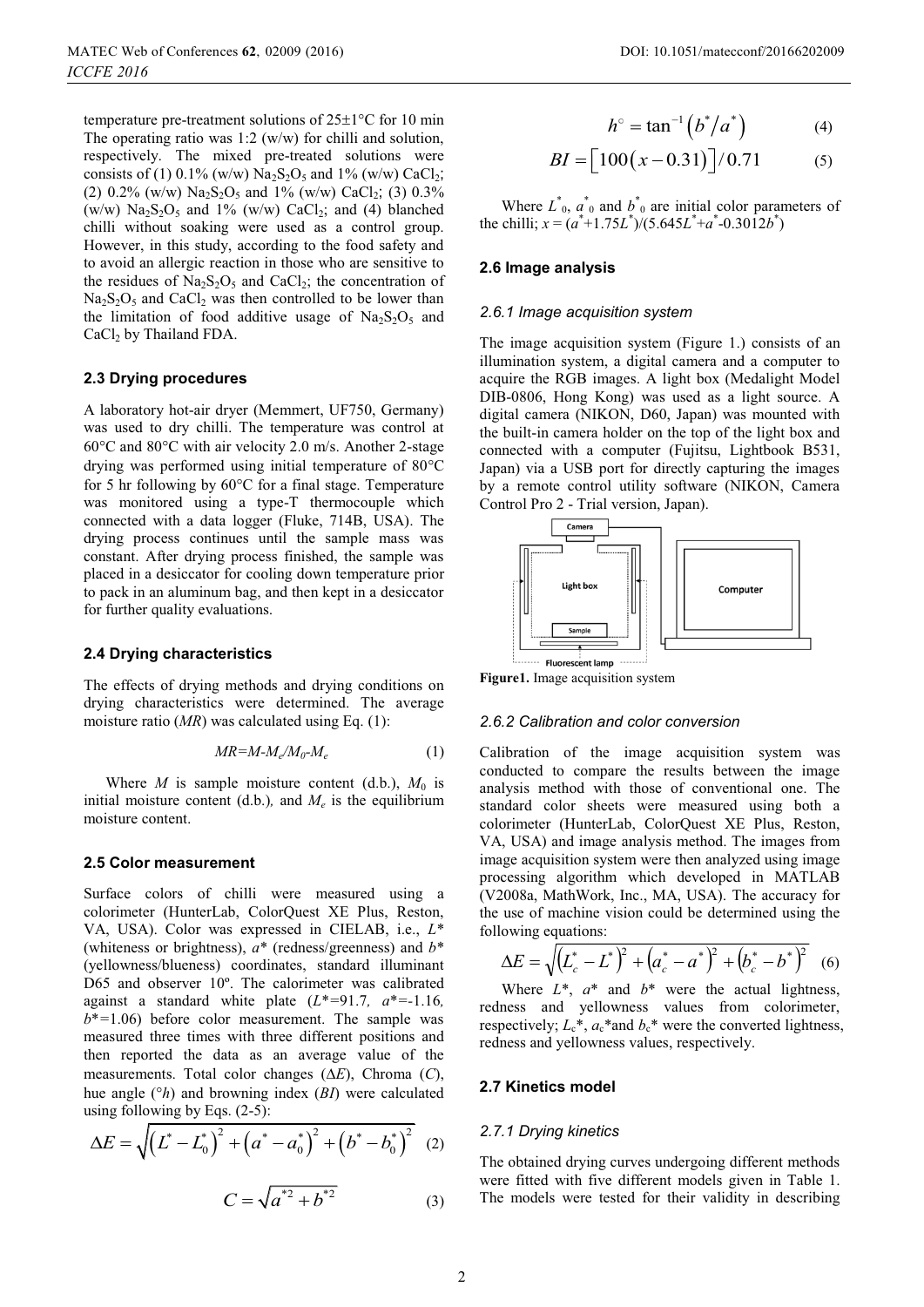temperature pre-treatment solutions of 25±1°C for 10 min The operating ratio was 1:2 (w/w) for chilli and solution, respectively. The mixed pre-treated solutions were consists of (1) 0.1% (w/w) $Na_2S_2O_5$ and 1% (w/w) $CaCl_2$; (2) 0.2% (w/w) $Na_2S_2O_5$ and 1% (w/w) $CaCl_2$; (3) 0.3% (w/w) $Na_2S_2O_5$ and 1% (w/w) $CaCl_2$; and (4) blanched chilli without soaking were used as a control group. However, in this study, according to the food safety and to avoid an allergic reaction in those who are sensitive to the residues of $Na_2S_2O_5$ and $CaCl_2$; the concentration of $Na_2S_2O_5$ and $CaCl_2$ was then controlled to be lower than the limitation of food additive usage of $Na_2S_2O_5$ and $CaCl_2$ by Thailand FDA.

### 2.3 Drying procedures

A laboratory hot-air dryer (Memmert, UF750, Germany) was used to dry chilli. The temperature was control at 60°C and 80°C with air velocity 2.0 m/s. Another 2-stage drying was performed using initial temperature of 80°C for 5 hr following by 60°C for a final stage. Temperature was monitored using a type-T thermocouple which connected with a data logger (Fluke, 714B, USA). The drying process continues until the sample mass was constant. After drying process finished, the sample was placed in a desiccator for cooling down temperature prior to pack in an aluminum bag, and then kept in a desiccator for further quality evaluations.

### 2.4 Drying characteristics

The effects of drying methods and drying conditions on drying characteristics were determined. The average moisture ratio (*MR*) was calculated using Eq. (1):

$$MR=M-M_e/M_0-M_e \tag{1}$$

Where $M$ is sample moisture content (d.b.), $M_0$ is initial moisture content (d.b.), and $M_e$ is the equilibrium moisture content.

### 2.5 Color measurement

Surface colors of chilli were measured using a colorimeter (HunterLab, ColorQuest XE Plus, Reston, VA, USA). Color was expressed in CIELAB, i.e., $L^*$ (whiteness or brightness), $a^*$ (redness/greenness) and $b^*$ (yellowness/blueness) coordinates, standard illuminant D65 and observer 10º. The calorimeter was calibrated against a standard white plate ($L^*$=91.7, $a^*$=-1.16, $b^*$=1.06) before color measurement. The sample was measured three times with three different positions and then reported the data as an average value of the measurements. Total color changes ($\Delta E$), Chroma ($C$), hue angle ($°h$) and browning index ($BI$) were calculated using following by Eqs. (2-5):

$$\Delta E=\sqrt{\left(L^*-L_0^*\right)^2+\left(a^*-a_0^*\right)^2+\left(b^*-b_0^*\right)^2} \tag{2}$$

$$C=\sqrt{a^{*2}+b^{*2}} \tag{3}$$

$$h^\circ=\tan^{-1}\left(b^*/a^*\right) \tag{4}$$

$$BI=\left[100\left(x-0.31\right)\right]/0.71 \tag{5}$$

Where $L^*_0$, $a^*_0$ and $b^*_0$ are initial color parameters of the chilli; $x = (a^*+1.75L^*)/(5.645L^*+a^*-0.3012b^*)$

### 2.6 Image analysis

#### 2.6.1 Image acquisition system

The image acquisition system (Figure 1.) consists of an illumination system, a digital camera and a computer to acquire the RGB images. A light box (Medalight Model DIB-0806, Hong Kong) was used as a light source. A digital camera (NIKON, D60, Japan) was mounted with the built-in camera holder on the top of the light box and connected with a computer (Fujitsu, Lightbook B531, Japan) via a USB port for directly capturing the images by a remote control utility software (NIKON, Camera Control Pro 2 - Trial version, Japan).

**Figure1.** Image acquisition system

#### 2.6.2 Calibration and color conversion

Calibration of the image acquisition system was conducted to compare the results between the image analysis method with those of conventional one. The standard color sheets were measured using both a colorimeter (HunterLab, ColorQuest XE Plus, Reston, VA, USA) and image analysis method. The images from image acquisition system were then analyzed using image processing algorithm which developed in MATLAB (V2008a, MathWork, Inc., MA, USA). The accuracy for the use of machine vision could be determined using the following equations:

$$\Delta E=\sqrt{\left(L_c^*-L^*\right)^2+\left(a_c^*-a^*\right)^2+\left(b_c^*-b^*\right)^2} \tag{6}$$

Where $L^*$, $a^*$ and $b^*$ were the actual lightness, redness and yellowness values from colorimeter, respectively; $L_c^*$, $a_c^*$and $b_c^*$ were the converted lightness, redness and yellowness values, respectively.

### 2.7 Kinetics model

#### 2.7.1 Drying kinetics

The obtained drying curves undergoing different methods were fitted with five different models given in Table 1. The models were tested for their validity in describing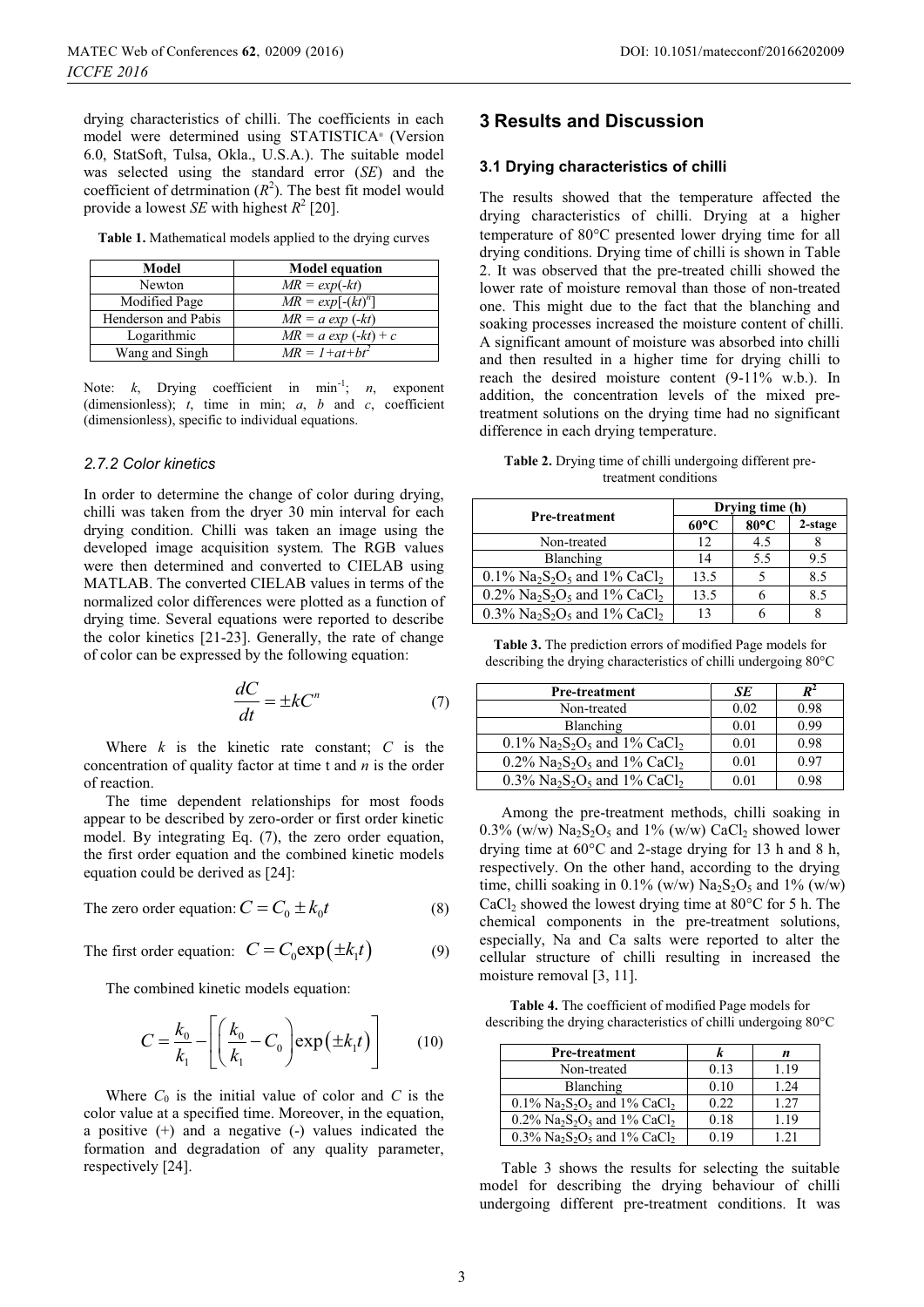drying characteristics of chilli. The coefficients in each model were determined using STATISTICA® (Version 6.0, StatSoft, Tulsa, Okla., U.S.A.). The suitable model was selected using the standard error (*SE*) and the coefficient of detrmination ($R^2$). The best fit model would provide a lowest *SE* with highest $R^2$ [20].

**Table 1.** Mathematical models applied to the drying curves

| Model | Model equation |
|---|---|
| Newton | $MR = exp(-kt)$ |
| Modified Page | $MR = exp[-(kt)^n]$ |
| Henderson and Pabis | $MR = a\ exp\ (-kt)$ |
| Logarithmic | $MR = a\ exp\ (-kt) + c$ |
| Wang and Singh | $MR = 1+at+bt^2$ |

Note: $k$, Drying coefficient in min$^{-1}$; $n$, exponent (dimensionless); $t$, time in min; $a$, $b$ and $c$, coefficient (dimensionless), specific to individual equations.

### 2.7.2 Color kinetics

In order to determine the change of color during drying, chilli was taken from the dryer 30 min interval for each drying condition. Chilli was taken an image using the developed image acquisition system. The RGB values were then determined and converted to CIELAB using MATLAB. The converted CIELAB values in terms of the normalized color differences were plotted as a function of drying time. Several equations were reported to describe the color kinetics [21-23]. Generally, the rate of change of color can be expressed by the following equation:

$$\frac{dC}{dt} = \pm kC^n \tag{7}$$

Where $k$ is the kinetic rate constant; $C$ is the concentration of quality factor at time t and $n$ is the order of reaction.

The time dependent relationships for most foods appear to be described by zero-order or first order kinetic model. By integrating Eq. (7), the zero order equation, the first order equation and the combined kinetic models equation could be derived as [24]:

The zero order equation: $$C = C_0 \pm k_0 t \tag{8}$$

The first order equation: $$C = C_0 \exp\left(\pm k_1 t\right) \tag{9}$$

The combined kinetic models equation:

$$C = \frac{k_0}{k_1} - \left[\left(\frac{k_0}{k_1} - C_0\right)\exp\left(\pm k_1 t\right)\right] \tag{10}$$

Where $C_0$ is the initial value of color and $C$ is the color value at a specified time. Moreover, in the equation, a positive (+) and a negative (-) values indicated the formation and degradation of any quality parameter, respectively [24].

## 3 Results and Discussion

### 3.1 Drying characteristics of chilli

The results showed that the temperature affected the drying characteristics of chilli. Drying at a higher temperature of 80°C presented lower drying time for all drying conditions. Drying time of chilli is shown in Table 2. It was observed that the pre-treated chilli showed the lower rate of moisture removal than those of non-treated one. This might due to the fact that the blanching and soaking processes increased the moisture content of chilli. A significant amount of moisture was absorbed into chilli and then resulted in a higher time for drying chilli to reach the desired moisture content (9-11% w.b.). In addition, the concentration levels of the mixed pre-treatment solutions on the drying time had no significant difference in each drying temperature.

**Table 2.** Drying time of chilli undergoing different pre-treatment conditions

| Pre-treatment | Drying time (h) | | |
|---|---|---|---|
| | 60°C | 80°C | 2-stage |
| Non-treated | 12 | 4.5 | 8 |
| Blanching | 14 | 5.5 | 9.5 |
| 0.1% $Na_2S_2O_5$ and 1% $CaCl_2$ | 13.5 | 5 | 8.5 |
| 0.2% $Na_2S_2O_5$ and 1% $CaCl_2$ | 13.5 | 6 | 8.5 |
| 0.3% $Na_2S_2O_5$ and 1% $CaCl_2$ | 13 | 6 | 8 |

**Table 3.** The prediction errors of modified Page models for describing the drying characteristics of chilli undergoing 80°C

| Pre-treatment | *SE* | $R^2$ |
|---|---|---|
| Non-treated | 0.02 | 0.98 |
| Blanching | 0.01 | 0.99 |
| 0.1% $Na_2S_2O_5$ and 1% $CaCl_2$ | 0.01 | 0.98 |
| 0.2% $Na_2S_2O_5$ and 1% $CaCl_2$ | 0.01 | 0.97 |
| 0.3% $Na_2S_2O_5$ and 1% $CaCl_2$ | 0.01 | 0.98 |

Among the pre-treatment methods, chilli soaking in 0.3% (w/w) $Na_2S_2O_5$ and 1% (w/w) $CaCl_2$ showed lower drying time at 60°C and 2-stage drying for 13 h and 8 h, respectively. On the other hand, according to the drying time, chilli soaking in 0.1% (w/w) $Na_2S_2O_5$ and 1% (w/w) $CaCl_2$ showed the lowest drying time at 80°C for 5 h. The chemical components in the pre-treatment solutions, especially, Na and Ca salts were reported to alter the cellular structure of chilli resulting in increased the moisture removal [3, 11].

**Table 4.** The coefficient of modified Page models for describing the drying characteristics of chilli undergoing 80°C

| Pre-treatment | *k* | *n* |
|---|---|---|
| Non-treated | 0.13 | 1.19 |
| Blanching | 0.10 | 1.24 |
| 0.1% $Na_2S_2O_5$ and 1% $CaCl_2$ | 0.22 | 1.27 |
| 0.2% $Na_2S_2O_5$ and 1% $CaCl_2$ | 0.18 | 1.19 |
| 0.3% $Na_2S_2O_5$ and 1% $CaCl_2$ | 0.19 | 1.21 |

Table 3 shows the results for selecting the suitable model for describing the drying behaviour of chilli undergoing different pre-treatment conditions. It was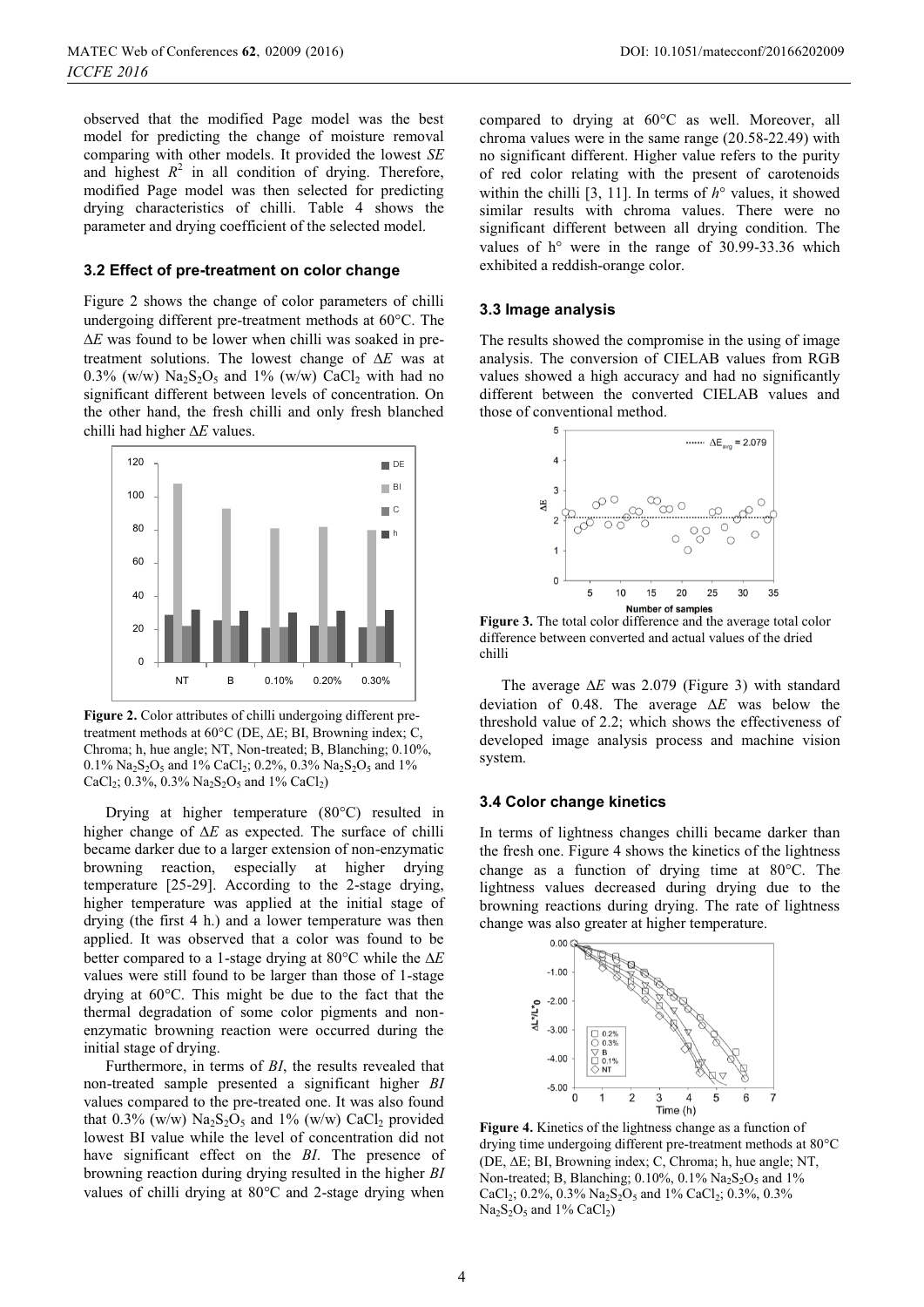observed that the modified Page model was the best model for predicting the change of moisture removal comparing with other models. It provided the lowest *SE* and highest $R^2$ in all condition of drying. Therefore, modified Page model was then selected for predicting drying characteristics of chilli. Table 4 shows the parameter and drying coefficient of the selected model.

### 3.2 Effect of pre-treatment on color change

Figure 2 shows the change of color parameters of chilli undergoing different pre-treatment methods at 60°C. The $\Delta E$ was found to be lower when chilli was soaked in pre-treatment solutions. The lowest change of $\Delta E$ was at 0.3% (w/w) $Na_2S_2O_5$ and 1% (w/w) $CaCl_2$ with had no significant different between levels of concentration. On the other hand, the fresh chilli and only fresh blanched chilli had higher $\Delta E$ values.

**Figure 2.** Color attributes of chilli undergoing different pre-treatment methods at 60°C (DE, ΔE; BI, Browning index; C, Chroma; h, hue angle; NT, Non-treated; B, Blanching; 0.10%, 0.1% $Na_2S_2O_5$ and 1% $CaCl_2$; 0.2%, 0.3% $Na_2S_2O_5$ and 1% $CaCl_2$; 0.3%, 0.3% $Na_2S_2O_5$ and 1% $CaCl_2$)

Drying at higher temperature (80°C) resulted in higher change of $\Delta E$ as expected. The surface of chilli became darker due to a larger extension of non-enzymatic browning reaction, especially at higher drying temperature [25-29]. According to the 2-stage drying, higher temperature was applied at the initial stage of drying (the first 4 h.) and a lower temperature was then applied. It was observed that a color was found to be better compared to a 1-stage drying at 80°C while the $\Delta E$ values were still found to be larger than those of 1-stage drying at 60°C. This might be due to the fact that the thermal degradation of some color pigments and non-enzymatic browning reaction were occurred during the initial stage of drying.

Furthermore, in terms of *BI*, the results revealed that non-treated sample presented a significant higher *BI* values compared to the pre-treated one. It was also found that 0.3% (w/w) $Na_2S_2O_5$ and 1% (w/w) $CaCl_2$ provided lowest BI value while the level of concentration did not have significant effect on the *BI*. The presence of browning reaction during drying resulted in the higher *BI* values of chilli drying at 80°C and 2-stage drying when compared to drying at 60°C as well. Moreover, all chroma values were in the same range (20.58-22.49) with no significant different. Higher value refers to the purity of red color relating with the present of carotenoids within the chilli [3, 11]. In terms of *h*° values, it showed similar results with chroma values. There were no significant different between all drying condition. The values of h° were in the range of 30.99-33.36 which exhibited a reddish-orange color.

### 3.3 Image analysis

The results showed the compromise in the using of image analysis. The conversion of CIELAB values from RGB values showed a high accuracy and had no significantly different between the converted CIELAB values and those of conventional method.

**Figure 3.** The total color difference and the average total color difference between converted and actual values of the dried chilli

The average $\Delta E$ was 2.079 (Figure 3) with standard deviation of 0.48. The average $\Delta E$ was below the threshold value of 2.2; which shows the effectiveness of developed image analysis process and machine vision system.

### 3.4 Color change kinetics

In terms of lightness changes chilli became darker than the fresh one. Figure 4 shows the kinetics of the lightness change as a function of drying time at 80°C. The lightness values decreased during drying due to the browning reactions during drying. The rate of lightness change was also greater at higher temperature.

**Figure 4.** Kinetics of the lightness change as a function of drying time undergoing different pre-treatment methods at 80°C (DE, ΔE; BI, Browning index; C, Chroma; h, hue angle; NT, Non-treated; B, Blanching; 0.10%, 0.1% $Na_2S_2O_5$ and 1% $CaCl_2$; 0.2%, 0.3% $Na_2S_2O_5$ and 1% $CaCl_2$; 0.3%, 0.3% $Na_2S_2O_5$ and 1% $CaCl_2$)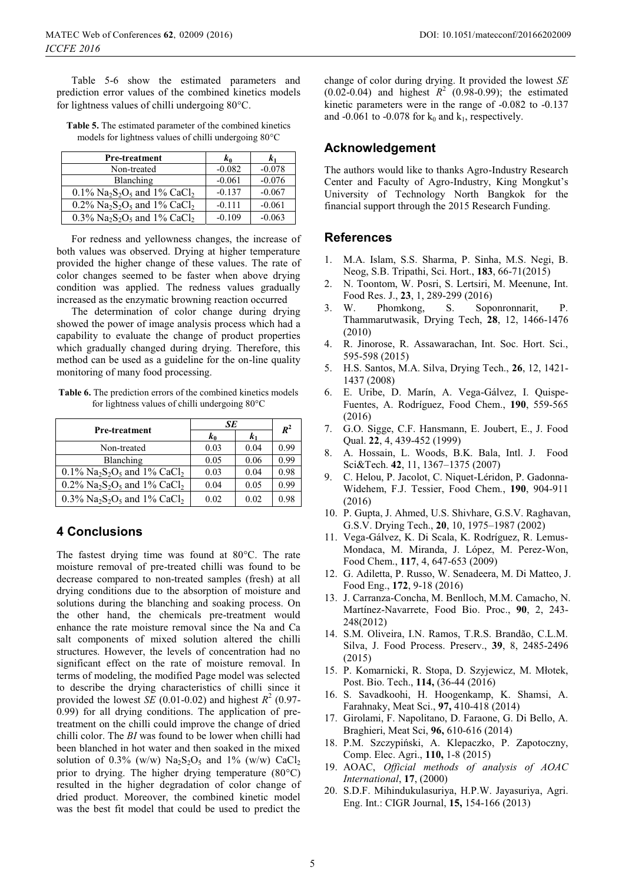Table 5-6 show the estimated parameters and prediction error values of the combined kinetics models for lightness values of chilli undergoing 80°C.

**Table 5.** The estimated parameter of the combined kinetics models for lightness values of chilli undergoing 80°C

| Pre-treatment | $k_0$ | $k_1$ |
|---|---|---|
| Non-treated | -0.082 | -0.078 |
| Blanching | -0.061 | -0.076 |
| 0.1% $Na_2S_2O_5$ and 1% $CaCl_2$ | -0.137 | -0.067 |
| 0.2% $Na_2S_2O_5$ and 1% $CaCl_2$ | -0.111 | -0.061 |
| 0.3% $Na_2S_2O_5$ and 1% $CaCl_2$ | -0.109 | -0.063 |

For redness and yellowness changes, the increase of both values was observed. Drying at higher temperature provided the higher change of these values. The rate of color changes seemed to be faster when above drying condition was applied. The redness values gradually increased as the enzymatic browning reaction occurred

The determination of color change during drying showed the power of image analysis process which had a capability to evaluate the change of product properties which gradually changed during drying. Therefore, this method can be used as a guideline for the on-line quality monitoring of many food processing.

**Table 6.** The prediction errors of the combined kinetics models for lightness values of chilli undergoing 80°C

| Pre-treatment | *SE* | | $R^2$ |
|---|---|---|---|
| | $k_0$ | $k_1$ | |
| Non-treated | 0.03 | 0.04 | 0.99 |
| Blanching | 0.05 | 0.06 | 0.99 |
| 0.1% $Na_2S_2O_5$ and 1% $CaCl_2$ | 0.03 | 0.04 | 0.98 |
| 0.2% $Na_2S_2O_5$ and 1% $CaCl_2$ | 0.04 | 0.05 | 0.99 |
| 0.3% $Na_2S_2O_5$ and 1% $CaCl_2$ | 0.02 | 0.02 | 0.98 |

## 4 Conclusions

The fastest drying time was found at 80°C. The rate moisture removal of pre-treated chilli was found to be decrease compared to non-treated samples (fresh) at all drying conditions due to the absorption of moisture and solutions during the blanching and soaking process. On the other hand, the chemicals pre-treatment would enhance the rate moisture removal since the Na and Ca salt components of mixed solution altered the chilli structures. However, the levels of concentration had no significant effect on the rate of moisture removal. In terms of modeling, the modified Page model was selected to describe the drying characteristics of chilli since it provided the lowest *SE* (0.01-0.02) and highest $R^2$ (0.97-0.99) for all drying conditions. The application of pre-treatment on the chilli could improve the change of dried chilli color. The *BI* was found to be lower when chilli had been blanched in hot water and then soaked in the mixed solution of 0.3% (w/w) $Na_2S_2O_5$ and 1% (w/w) $CaCl_2$ prior to drying. The higher drying temperature (80°C) resulted in the higher degradation of color change of dried product. Moreover, the combined kinetic model was the best fit model that could be used to predict the change of color during drying. It provided the lowest *SE* (0.02-0.04) and highest $R^2$ (0.98-0.99); the estimated kinetic parameters were in the range of -0.082 to -0.137 and -0.061 to -0.078 for $k_0$ and $k_1$, respectively.

## Acknowledgement

The authors would like to thanks Agro-Industry Research Center and Faculty of Agro-Industry, King Mongkut's University of Technology North Bangkok for the financial support through the 2015 Research Funding.

## References

1. M.A. Islam, S.S. Sharma, P. Sinha, M.S. Negi, B. Neog, S.B. Tripathi, Sci. Hort., **183**, 66-71(2015)
2. N. Toontom, W. Posri, S. Lertsiri, M. Meenune, Int. Food Res. J., **23**, 1, 289-299 (2016)
3. W. Phomkong, S. Soponronnarit, P. Thammarutwasik, Drying Tech, **28**, 12, 1466-1476 (2010)
4. R. Jinorose, R. Assawarachan, Int. Soc. Hort. Sci., 595-598 (2015)
5. H.S. Santos, M.A. Silva, Drying Tech., **26**, 12, 1421-1437 (2008)
6. E. Uribe, D. Marín, A. Vega-Gálvez, I. Quispe-Fuentes, A. Rodríguez, Food Chem., **190**, 559-565 (2016)
7. G.O. Sigge, C.F. Hansmann, E. Joubert, E., J. Food Qual. **22**, 4, 439-452 (1999)
8. A. Hossain, L. Woods, B.K. Bala, Intl. J. Food Sci&Tech. **42**, 11, 1367–1375 (2007)
9. C. Helou, P. Jacolot, C. Niquet-Léridon, P. Gadonna-Widehem, F.J. Tessier, Food Chem., **190**, 904-911 (2016)
10. P. Gupta, J. Ahmed, U.S. Shivhare, G.S.V. Raghavan, G.S.V. Drying Tech., **20**, 10, 1975–1987 (2002)
11. Vega-Gálvez, K. Di Scala, K. Rodríguez, R. Lemus-Mondaca, M. Miranda, J. López, M. Perez-Won, Food Chem., **117**, 4, 647-653 (2009)
12. G. Adiletta, P. Russo, W. Senadeera, M. Di Matteo, J. Food Eng., **172**, 9-18 (2016)
13. J. Carranza-Concha, M. Benlloch, M.M. Camacho, N. Martínez-Navarrete, Food Bio. Proc., **90**, 2, 243-248(2012)
14. S.M. Oliveira, I.N. Ramos, T.R.S. Brandão, C.L.M. Silva, J. Food Process. Preserv., **39**, 8, 2485-2496 (2015)
15. P. Komarnicki, R. Stopa, D. Szyjewicz, M. Młotek, Post. Bio. Tech., **114,** (36-44 (2016)
16. S. Savadkoohi, H. Hoogenkamp, K. Shamsi, A. Farahnaky, Meat Sci., **97,** 410-418 (2014)
17. Girolami, F. Napolitano, D. Faraone, G. Di Bello, A. Braghieri, Meat Sci, **96,** 610-616 (2014)
18. P.M. Szczypiński, A. Klepaczko, P. Zapotoczny, Comp. Elec. Agri., **110,** 1-8 (2015)
19. AOAC, *Official methods of analysis of AOAC International*, **17**, (2000)
20. S.D.F. Mihindukulasuriya, H.P.W. Jayasuriya, Agri. Eng. Int.: CIGR Journal, **15,** 154-166 (2013)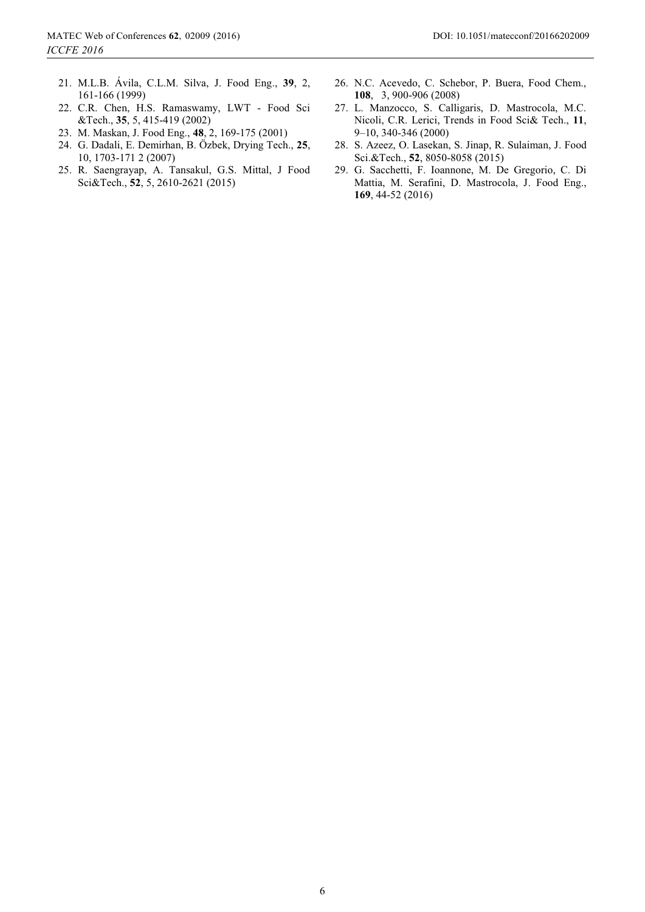21. M.L.B. Ávila, C.L.M. Silva, J. Food Eng., **39**, 2, 161-166 (1999)
22. C.R. Chen, H.S. Ramaswamy, LWT - Food Sci &Tech., **35**, 5, 415-419 (2002)
23. M. Maskan, J. Food Eng., **48**, 2, 169-175 (2001)
24. G. Dadali, E. Demirhan, B. Özbek, Drying Tech., **25**, 10, 1703-171 2 (2007)
25. R. Saengrayap, A. Tansakul, G.S. Mittal, J Food Sci&Tech., **52**, 5, 2610-2621 (2015)
26. N.C. Acevedo, C. Schebor, P. Buera, Food Chem., **108**, 3, 900-906 (2008)
27. L. Manzocco, S. Calligaris, D. Mastrocola, M.C. Nicoli, C.R. Lerici, Trends in Food Sci& Tech., **11**, 9–10, 340-346 (2000)
28. S. Azeez, O. Lasekan, S. Jinap, R. Sulaiman, J. Food Sci.&Tech., **52**, 8050-8058 (2015)
29. G. Sacchetti, F. Ioannone, M. De Gregorio, C. Di Mattia, M. Serafini, D. Mastrocola, J. Food Eng., **169**, 44-52 (2016)